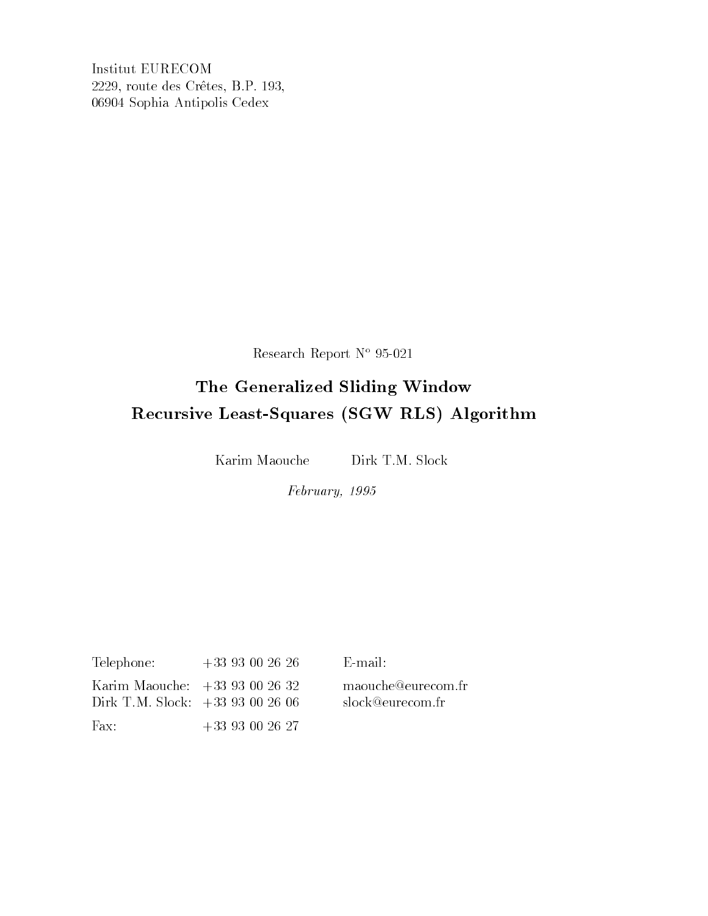Institut EURECOM
2229, route des Crêtes, B.P. 193,
06904 Sophia Antipolis Cedex

Research Report N° 95-021

# The Generalized Sliding Window Recursive Least-Squares (SGW RLS) Algorithm

Karim Maouche Dirk T.M. Slock

*February, 1995*

| Telephone: | +33 93 00 26 26 | E-mail: |
|---|---|---|
| Karim Maouche: | +33 93 00 26 32 | maouche@eurecom.fr |
| Dirk T.M. Slock: | +33 93 00 26 06 | slock@eurecom.fr |
| Fax: | +33 93 00 26 27 | |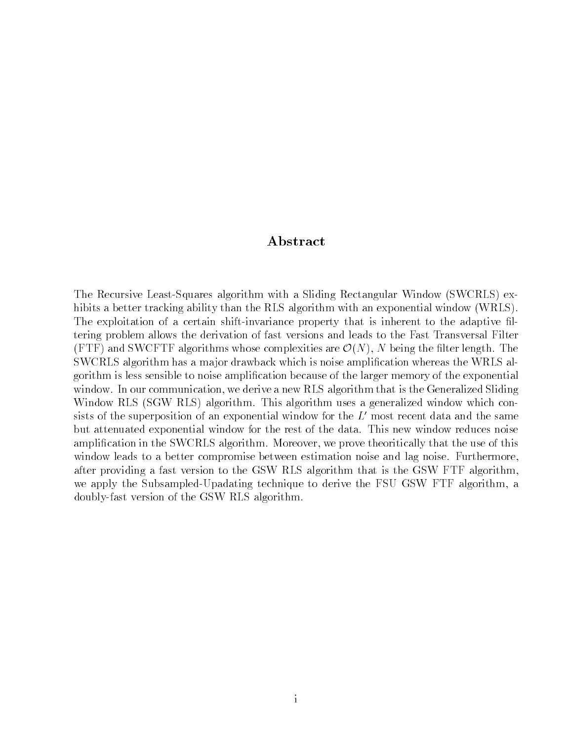## Abstract

The Recursive Least-Squares algorithm with a Sliding Rectangular Window (SWCRLS) exhibits a better tracking ability than the RLS algorithm with an exponential window (WRLS). The exploitation of a certain shift-invariance property that is inherent to the adaptive filtering problem allows the derivation of fast versions and leads to the Fast Transversal Filter (FTF) and SWCFTF algorithms whose complexities are $\mathcal{O}(N)$, $N$ being the filter length. The SWCRLS algorithm has a major drawback which is noise amplification whereas the WRLS algorithm is less sensible to noise amplification because of the larger memory of the exponential window. In our communication, we derive a new RLS algorithm that is the Generalized Sliding Window RLS (SGW RLS) algorithm. This algorithm uses a generalized window which consists of the superposition of an exponential window for the $L'$ most recent data and the same but attenuated exponential window for the rest of the data. This new window reduces noise amplification in the SWCRLS algorithm. Moreover, we prove theoritically that the use of this window leads to a better compromise between estimation noise and lag noise. Furthermore, after providing a fast version to the GSW RLS algorithm that is the GSW FTF algorithm, we apply the Subsampled-Upadating technique to derive the FSU GSW FTF algorithm, a doubly-fast version of the GSW RLS algorithm.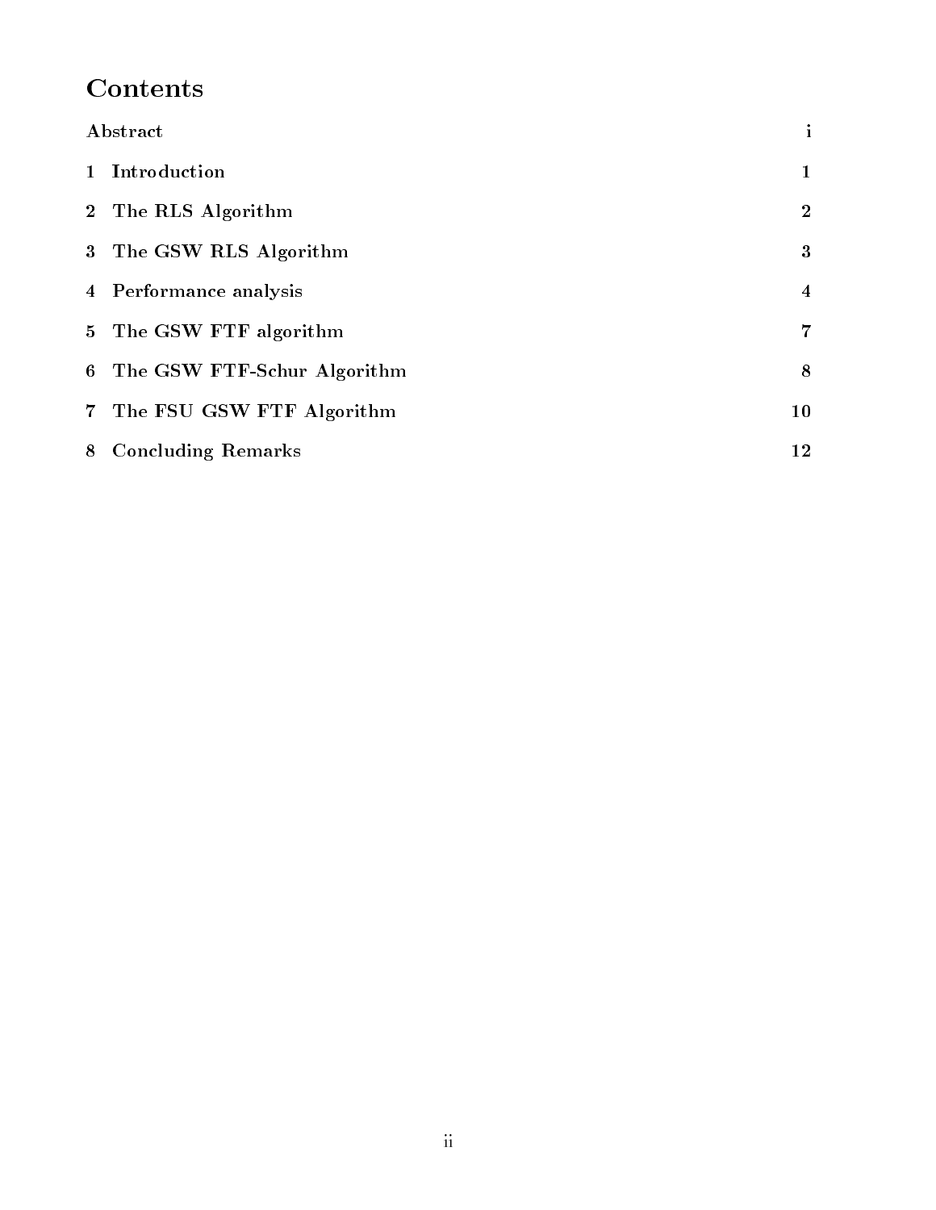# Contents

| | |
|---|---|
| Abstract | i |
| 1 Introduction | 1 |
| 2 The RLS Algorithm | 2 |
| 3 The GSW RLS Algorithm | 3 |
| 4 Performance analysis | 4 |
| 5 The GSW FTF algorithm | 7 |
| 6 The GSW FTF-Schur Algorithm | 8 |
| 7 The FSU GSW FTF Algorithm | 10 |
| 8 Concluding Remarks | 12 |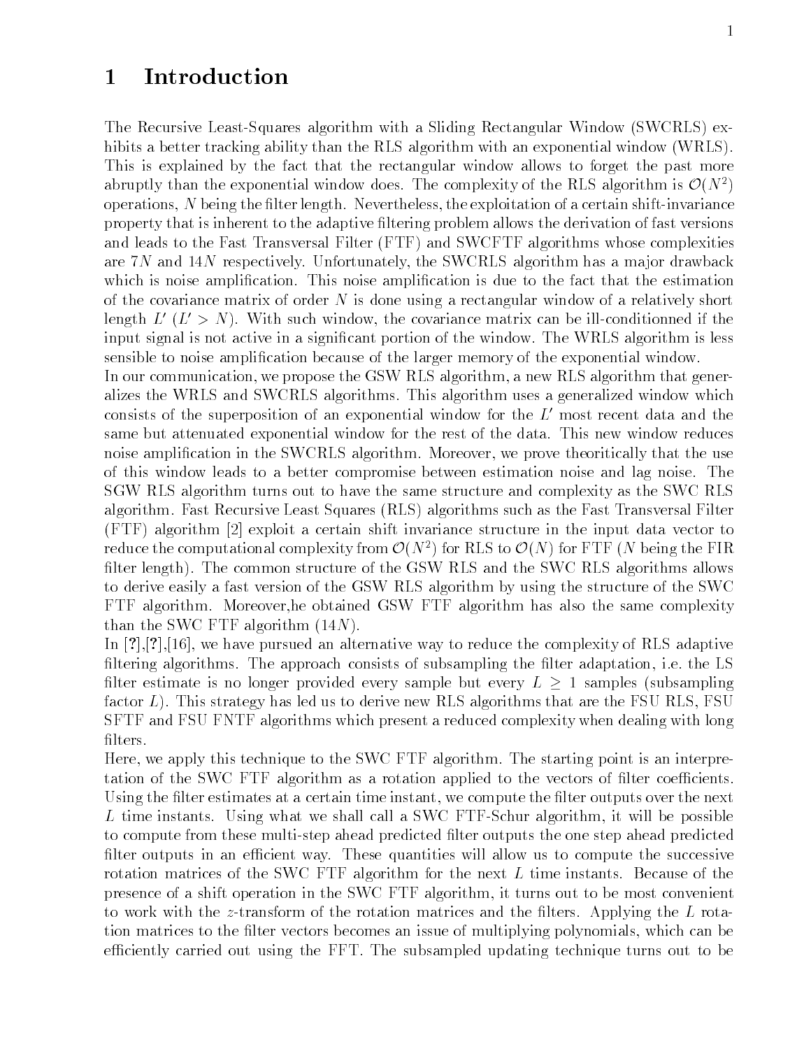# 1 Introduction

The Recursive Least-Squares algorithm with a Sliding Rectangular Window (SWCRLS) exhibits a better tracking ability than the RLS algorithm with an exponential window (WRLS). This is explained by the fact that the rectangular window allows to forget the past more abruptly than the exponential window does. The complexity of the RLS algorithm is $\mathcal{O}(N^2)$ operations, $N$ being the filter length. Nevertheless, the exploitation of a certain shift-invariance property that is inherent to the adaptive filtering problem allows the derivation of fast versions and leads to the Fast Transversal Filter (FTF) and SWCFTF algorithms whose complexities are $7N$ and $14N$ respectively. Unfortunately, the SWCRLS algorithm has a major drawback which is noise amplification. This noise amplification is due to the fact that the estimation of the covariance matrix of order $N$ is done using a rectangular window of a relatively short length $L'$ ($L' > N$). With such window, the covariance matrix can be ill-conditionned if the input signal is not active in a significant portion of the window. The WRLS algorithm is less sensible to noise amplification because of the larger memory of the exponential window.
In our communication, we propose the GSW RLS algorithm, a new RLS algorithm that generalizes the WRLS and SWCRLS algorithms. This algorithm uses a generalized window which consists of the superposition of an exponential window for the $L'$ most recent data and the same but attenuated exponential window for the rest of the data. This new window reduces noise amplification in the SWCRLS algorithm. Moreover, we prove theoritically that the use of this window leads to a better compromise between estimation noise and lag noise. The SGW RLS algorithm turns out to have the same structure and complexity as the SWC RLS algorithm. Fast Recursive Least Squares (RLS) algorithms such as the Fast Transversal Filter (FTF) algorithm [2] exploit a certain shift invariance structure in the input data vector to reduce the computational complexity from $\mathcal{O}(N^2)$ for RLS to $\mathcal{O}(N)$ for FTF ($N$ being the FIR filter length). The common structure of the GSW RLS and the SWC RLS algorithms allows to derive easily a fast version of the GSW RLS algorithm by using the structure of the SWC FTF algorithm. Moreover,he obtained GSW FTF algorithm has also the same complexity than the SWC FTF algorithm ($14N$).
In [?],[?],[16], we have pursued an alternative way to reduce the complexity of RLS adaptive filtering algorithms. The approach consists of subsampling the filter adaptation, i.e. the LS filter estimate is no longer provided every sample but every $L \geq 1$ samples (subsampling factor $L$). This strategy has led us to derive new RLS algorithms that are the FSU RLS, FSU SFTF and FSU FNTF algorithms which present a reduced complexity when dealing with long filters.
Here, we apply this technique to the SWC FTF algorithm. The starting point is an interpretation of the SWC FTF algorithm as a rotation applied to the vectors of filter coefficients. Using the filter estimates at a certain time instant, we compute the filter outputs over the next $L$ time instants. Using what we shall call a SWC FTF-Schur algorithm, it will be possible to compute from these multi-step ahead predicted filter outputs the one step ahead predicted filter outputs in an efficient way. These quantities will allow us to compute the successive rotation matrices of the SWC FTF algorithm for the next $L$ time instants. Because of the presence of a shift operation in the SWC FTF algorithm, it turns out to be most convenient to work with the $z$-transform of the rotation matrices and the filters. Applying the $L$ rotation matrices to the filter vectors becomes an issue of multiplying polynomials, which can be efficiently carried out using the FFT. The subsampled updating technique turns out to be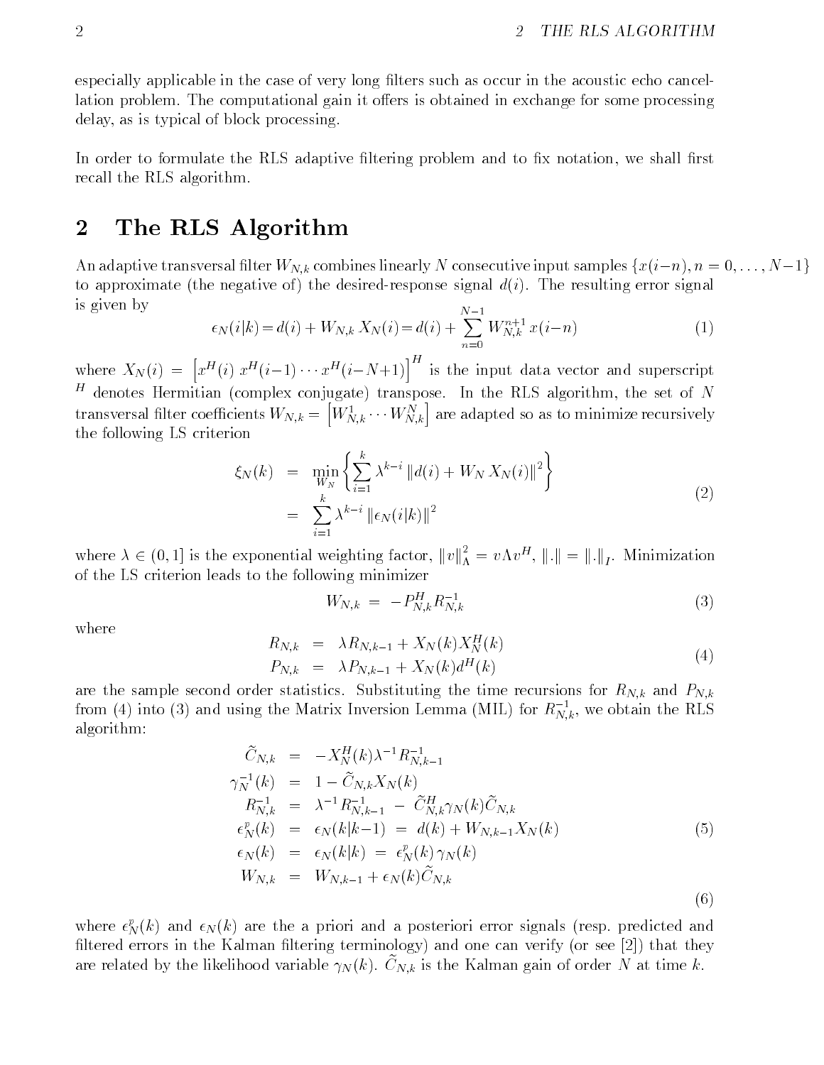especially applicable in the case of very long filters such as occur in the acoustic echo cancellation problem. The computational gain it offers is obtained in exchange for some processing delay, as is typical of block processing.

In order to formulate the RLS adaptive filtering problem and to fix notation, we shall first recall the RLS algorithm.

## 2 The RLS Algorithm

An adaptive transversal filter $W_{N,k}$ combines linearly $N$ consecutive input samples $\{x(i-n), n = 0, \ldots, N-1\}$ to approximate (the negative of) the desired-response signal $d(i)$. The resulting error signal is given by

$$\epsilon_N(i|k) = d(i) + W_{N,k}\, X_N(i) = d(i) + \sum_{n=0}^{N-1} W_{N,k}^{n+1}\, x(i-n) \tag{1}$$

where $X_N(i) = \left[x^H(i)\; x^H(i-1) \cdots x^H(i-N+1)\right]^H$ is the input data vector and superscript $^H$ denotes Hermitian (complex conjugate) transpose. In the RLS algorithm, the set of $N$ transversal filter coefficients $W_{N,k} = \left[W_{N,k}^1 \cdots W_{N,k}^N\right]$ are adapted so as to minimize recursively the following LS criterion

$$\begin{aligned} \xi_N(k) &= \min_{W_N} \left\{ \sum_{i=1}^{k} \lambda^{k-i} \left\| d(i) + W_N\, X_N(i) \right\|^2 \right\} \\ &= \sum_{i=1}^{k} \lambda^{k-i} \left\| \epsilon_N(i|k) \right\|^2 \end{aligned} \tag{2}$$

where $\lambda \in (0, 1]$ is the exponential weighting factor, $\|v\|_\Lambda^2 = v \Lambda v^H$, $\|.\| = \|.\|_I$. Minimization of the LS criterion leads to the following minimizer

$$W_{N,k} = -P_{N,k}^H R_{N,k}^{-1} \tag{3}$$

where

$$\begin{aligned} R_{N,k} &= \lambda R_{N,k-1} + X_N(k) X_N^H(k) \\ P_{N,k} &= \lambda P_{N,k-1} + X_N(k) d^H(k) \end{aligned} \tag{4}$$

are the sample second order statistics. Substituting the time recursions for $R_{N,k}$ and $P_{N,k}$ from (4) into (3) and using the Matrix Inversion Lemma (MIL) for $R_{N,k}^{-1}$, we obtain the RLS algorithm:

$$\begin{aligned} \widetilde{C}_{N,k} &= -X_N^H(k) \lambda^{-1} R_{N,k-1}^{-1} \\ \gamma_N^{-1}(k) &= 1 - \widetilde{C}_{N,k} X_N(k) \\ R_{N,k}^{-1} &= \lambda^{-1} R_{N,k-1}^{-1} - \widetilde{C}_{N,k}^H \gamma_N(k) \widetilde{C}_{N,k} \\ \epsilon_N^p(k) &= \epsilon_N(k|k-1) = d(k) + W_{N,k-1} X_N(k) \\ \epsilon_N(k) &= \epsilon_N(k|k) = \epsilon_N^p(k)\, \gamma_N(k) \\ W_{N,k} &= W_{N,k-1} + \epsilon_N(k) \widetilde{C}_{N,k} \end{aligned} \tag{5}$$

$$\tag{6}$$

where $\epsilon_N^p(k)$ and $\epsilon_N(k)$ are the a priori and a posteriori error signals (resp. predicted and filtered errors in the Kalman filtering terminology) and one can verify (or see [2]) that they are related by the likelihood variable $\gamma_N(k)$. $\widetilde{C}_{N,k}$ is the Kalman gain of order $N$ at time $k$.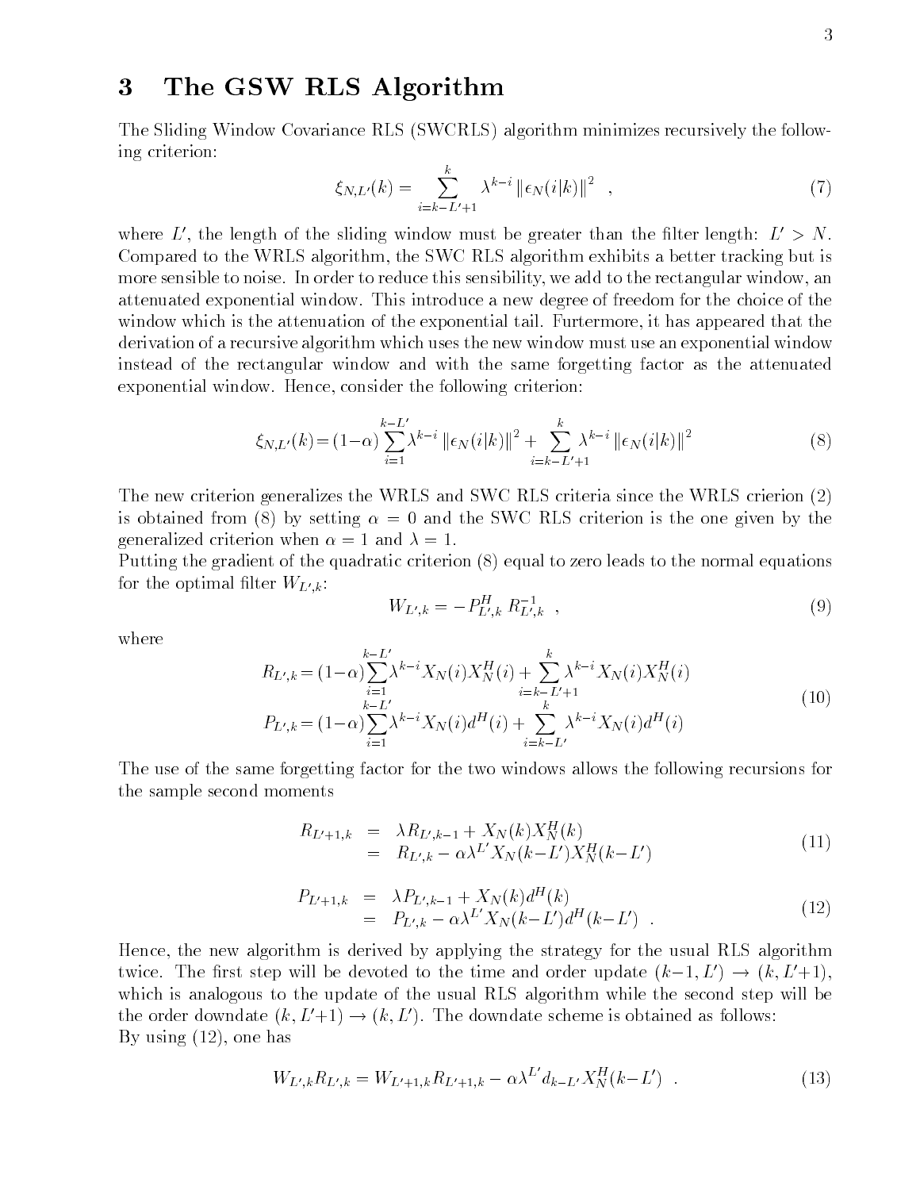## 3 The GSW RLS Algorithm

The Sliding Window Covariance RLS (SWCRLS) algorithm minimizes recursively the following criterion:

$$\xi_{N,L'}(k) = \sum_{i=k-L'+1}^{k} \lambda^{k-i} \left\| \epsilon_N(i|k) \right\|^2 \quad , \tag{7}$$

where $L'$, the length of the sliding window must be greater than the filter length: $L' > N$. Compared to the WRLS algorithm, the SWC RLS algorithm exhibits a better tracking but is more sensible to noise. In order to reduce this sensibility, we add to the rectangular window, an attenuated exponential window. This introduce a new degree of freedom for the choice of the window which is the attenuation of the exponential tail. Furtermore, it has appeared that the derivation of a recursive algorithm which uses the new window must use an exponential window instead of the rectangular window and with the same forgetting factor as the attenuated exponential window. Hence, consider the following criterion:

$$\xi_{N,L'}(k) = (1-\alpha) \sum_{i=1}^{k-L'} \lambda^{k-i} \left\| \epsilon_N(i|k) \right\|^2 + \sum_{i=k-L'+1}^{k} \lambda^{k-i} \left\| \epsilon_N(i|k) \right\|^2 \tag{8}$$

The new criterion generalizes the WRLS and SWC RLS criteria since the WRLS crierion (2) is obtained from (8) by setting $\alpha = 0$ and the SWC RLS criterion is the one given by the generalized criterion when $\alpha = 1$ and $\lambda = 1$.

Putting the gradient of the quadratic criterion (8) equal to zero leads to the normal equations for the optimal filter $W_{L',k}$:

$$W_{L',k} = -P_{L',k}^H \, R_{L',k}^{-1} \quad , \tag{9}$$

where

$$\begin{aligned} R_{L',k} &= (1-\alpha) \sum_{i=1}^{k-L'} \lambda^{k-i} X_N(i) X_N^H(i) + \sum_{i=k-L'+1}^{k} \lambda^{k-i} X_N(i) X_N^H(i) \\ P_{L',k} &= (1-\alpha) \sum_{i=1}^{k-L'} \lambda^{k-i} X_N(i) d^H(i) + \sum_{i=k-L'}^{k} \lambda^{k-i} X_N(i) d^H(i) \end{aligned} \tag{10}$$

The use of the same forgetting factor for the two windows allows the following recursions for the sample second moments

$$\begin{aligned} R_{L'+1,k} &= \lambda R_{L',k-1} + X_N(k) X_N^H(k) \\ &= R_{L',k} - \alpha \lambda^{L'} X_N(k-L') X_N^H(k-L') \end{aligned} \tag{11}$$

$$\begin{aligned} P_{L'+1,k} &= \lambda P_{L',k-1} + X_N(k) d^H(k) \\ &= P_{L',k} - \alpha \lambda^{L'} X_N(k-L') d^H(k-L') \quad . \end{aligned} \tag{12}$$

Hence, the new algorithm is derived by applying the strategy for the usual RLS algorithm twice. The first step will be devoted to the time and order update $(k-1, L') \rightarrow (k, L'+1)$, which is analogous to the update of the usual RLS algorithm while the second step will be the order downdate $(k, L'+1) \rightarrow (k, L')$. The downdate scheme is obtained as follows:

By using (12), one has

$$W_{L',k} R_{L',k} = W_{L'+1,k} R_{L'+1,k} - \alpha \lambda^{L'} d_{k-L'} X_N^H(k-L') \quad . \tag{13}$$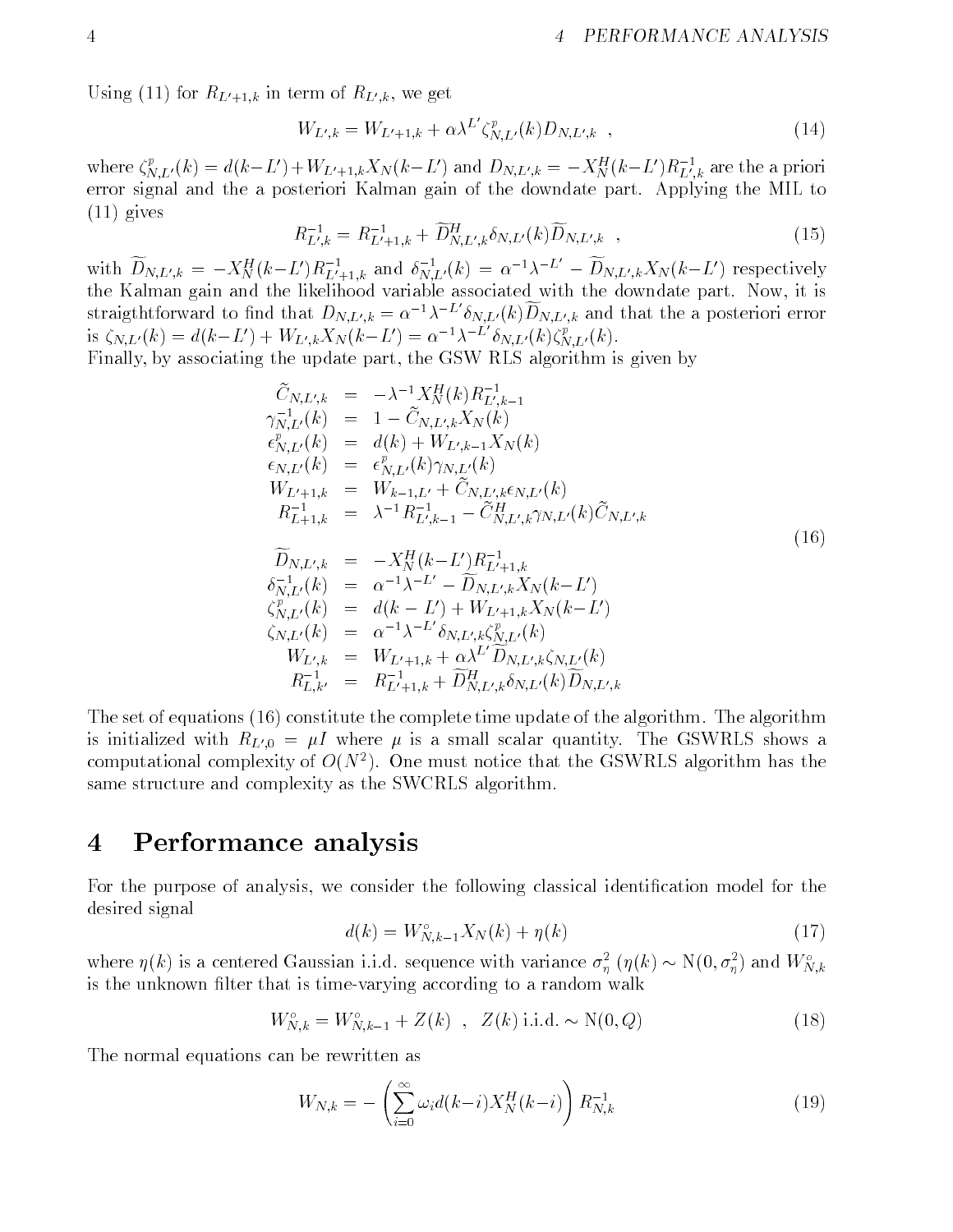Using (11) for $R_{L'+1,k}$ in term of $R_{L',k}$, we get

$$W_{L',k} = W_{L'+1,k} + \alpha\lambda^{L'}\zeta^{p}_{N,L'}(k)D_{N,L',k} \ , \tag{14}$$

where $\zeta^{p}_{N,L'}(k) = d(k-L') + W_{L'+1,k}X_N(k-L')$ and $D_{N,L',k} = -X_N^H(k-L')R^{-1}_{L',k}$ are the a priori error signal and the a posteriori Kalman gain of the downdate part. Applying the MIL to (11) gives

$$R^{-1}_{L',k} = R^{-1}_{L'+1,k} + \widetilde{D}^H_{N,L',k}\delta_{N,L'}(k)\widetilde{D}_{N,L',k} \ , \tag{15}$$

with $\widetilde{D}_{N,L',k} = -X_N^H(k-L')R^{-1}_{L'+1,k}$ and $\delta^{-1}_{N,L'}(k) = \alpha^{-1}\lambda^{-L'} - \widetilde{D}_{N,L',k}X_N(k-L')$ respectively the Kalman gain and the likelihood variable associated with the downdate part. Now, it is straigthtforward to find that $D_{N,L',k} = \alpha^{-1}\lambda^{-L'}\delta_{N,L'}(k)\widetilde{D}_{N,L',k}$ and that the a posteriori error is $\zeta_{N,L'}(k) = d(k-L') + W_{L',k}X_N(k-L') = \alpha^{-1}\lambda^{-L'}\delta_{N,L'}(k)\zeta^{p}_{N,L'}(k)$.
Finally, by associating the update part, the GSW RLS algorithm is given by

$$
\begin{aligned}
\widetilde{C}_{N,L',k} &= -\lambda^{-1}X_N^H(k)R^{-1}_{L',k-1} \\
\gamma^{-1}_{N,L'}(k) &= 1 - \widetilde{C}_{N,L',k}X_N(k) \\
\epsilon^{p}_{N,L'}(k) &= d(k) + W_{L',k-1}X_N(k) \\
\epsilon_{N,L'}(k) &= \epsilon^{p}_{N,L'}(k)\gamma_{N,L'}(k) \\
W_{L'+1,k} &= W_{k-1,L'} + \widetilde{C}_{N,L',k}\epsilon_{N,L'}(k) \\
R^{-1}_{L+1,k} &= \lambda^{-1}R^{-1}_{L',k-1} - \widetilde{C}^H_{N,L',k}\gamma_{N,L'}(k)\widetilde{C}_{N,L',k} \\
\\
\widetilde{D}_{N,L',k} &= -X_N^H(k-L')R^{-1}_{L'+1,k} \\
\delta^{-1}_{N,L'}(k) &= \alpha^{-1}\lambda^{-L'} - \widetilde{D}_{N,L',k}X_N(k-L') \\
\zeta^{p}_{N,L'}(k) &= d(k-L') + W_{L'+1,k}X_N(k-L') \\
\zeta_{N,L'}(k) &= \alpha^{-1}\lambda^{-L'}\delta_{N,L',k}\zeta^{p}_{N,L'}(k) \\
W_{L',k} &= W_{L'+1,k} + \alpha\lambda^{L'}\widetilde{D}_{N,L',k}\zeta_{N,L'}(k) \\
R^{-1}_{L,k'} &= R^{-1}_{L'+1,k} + \widetilde{D}^H_{N,L',k}\delta_{N,L'}(k)\widetilde{D}_{N,L',k}
\end{aligned}
\tag{16}
$$

The set of equations (16) constitute the complete time update of the algorithm. The algorithm is initialized with $R_{L',0} = \mu I$ where $\mu$ is a small scalar quantity. The GSWRLS shows a computational complexity of $O(N^2)$. One must notice that the GSWRLS algorithm has the same structure and complexity as the SWCRLS algorithm.

# 4 Performance analysis

For the purpose of analysis, we consider the following classical identification model for the desired signal

$$d(k) = W^{\circ}_{N,k-1}X_N(k) + \eta(k) \tag{17}$$

where $\eta(k)$ is a centered Gaussian i.i.d. sequence with variance $\sigma^2_\eta$ ($\eta(k) \sim \mathrm{N}(0, \sigma^2_\eta)$) and $W^{\circ}_{N,k}$ is the unknown filter that is time-varying according to a random walk

$$W^{\circ}_{N,k} = W^{\circ}_{N,k-1} + Z(k) \ \ , \ \ Z(k) \text{ i.i.d.} \sim \mathrm{N}(0, Q) \tag{18}$$

The normal equations can be rewritten as

$$W_{N,k} = -\left(\sum_{i=0}^{\infty}\omega_i d(k-i)X_N^H(k-i)\right)R^{-1}_{N,k} \tag{19}$$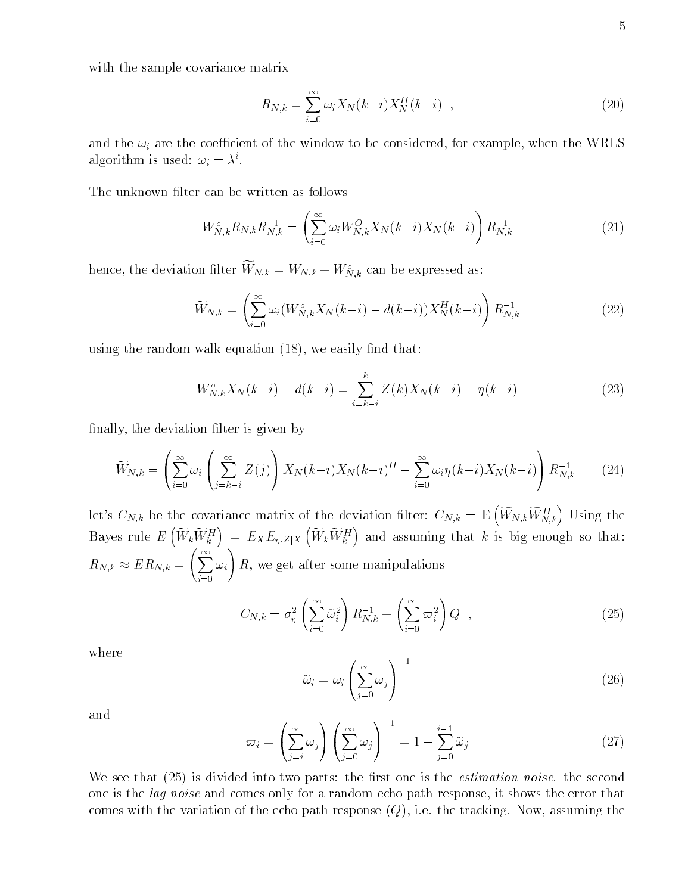with the sample covariance matrix

$$R_{N,k} = \sum_{i=0}^{\infty} \omega_i X_N(k-i) X_N^H(k-i) \quad , \tag{20}$$

and the $\omega_i$ are the coefficient of the window to be considered, for example, when the WRLS algorithm is used: $\omega_i = \lambda^i$.

The unknown filter can be written as follows

$$W_{N,k}^{\circ} R_{N,k} R_{N,k}^{-1} = \left( \sum_{i=0}^{\infty} \omega_i W_{N,k}^{O} X_N(k-i) X_N(k-i) \right) R_{N,k}^{-1} \tag{21}$$

hence, the deviation filter $\widetilde{W}_{N,k} = W_{N,k} + W_{N,k}^{\circ}$ can be expressed as:

$$\widetilde{W}_{N,k} = \left( \sum_{i=0}^{\infty} \omega_i (W_{N,k}^{\circ} X_N(k-i) - d(k-i)) X_N^H(k-i) \right) R_{N,k}^{-1} \tag{22}$$

using the random walk equation (18), we easily find that:

$$W_{N,k}^{\circ} X_N(k-i) - d(k-i) = \sum_{i=k-i}^{k} Z(k) X_N(k-i) - \eta(k-i) \tag{23}$$

finally, the deviation filter is given by

$$\widetilde{W}_{N,k} = \left( \sum_{i=0}^{\infty} \omega_i \left( \sum_{j=k-i}^{\infty} Z(j) \right) X_N(k-i) X_N(k-i)^H - \sum_{i=0}^{\infty} \omega_i \eta(k-i) X_N(k-i) \right) R_{N,k}^{-1} \tag{24}$$

let's $C_{N,k}$ be the covariance matrix of the deviation filter: $C_{N,k} = \mathrm{E}\left(\widetilde{W}_{N,k} \widetilde{W}_{N,k}^H\right)$ Using the Bayes rule $E\left(\widetilde{W}_k \widetilde{W}_k^H\right) = E_X E_{\eta,Z|X}\left(\widetilde{W}_k \widetilde{W}_k^H\right)$ and assuming that $k$ is big enough so that: $R_{N,k} \approx E R_{N,k} = \left(\sum_{i=0}^{\infty} \omega_i\right) R$, we get after some manipulations

$$C_{N,k} = \sigma_\eta^2 \left( \sum_{i=0}^{\infty} \widetilde{\omega}_i^2 \right) R_{N,k}^{-1} + \left( \sum_{i=0}^{\infty} \varpi_i^2 \right) Q \quad , \tag{25}$$

where

$$\widetilde{\omega}_i = \omega_i \left( \sum_{j=0}^{\infty} \omega_j \right)^{-1} \tag{26}$$

and

$$\varpi_i = \left( \sum_{j=i}^{\infty} \omega_j \right) \left( \sum_{j=0}^{\infty} \omega_j \right)^{-1} = 1 - \sum_{j=0}^{i-1} \widetilde{\omega}_j \tag{27}$$

We see that (25) is divided into two parts: the first one is the *estimation noise*. the second one is the *lag noise* and comes only for a random echo path response, it shows the error that comes with the variation of the echo path response ($Q$), i.e. the tracking. Now, assuming the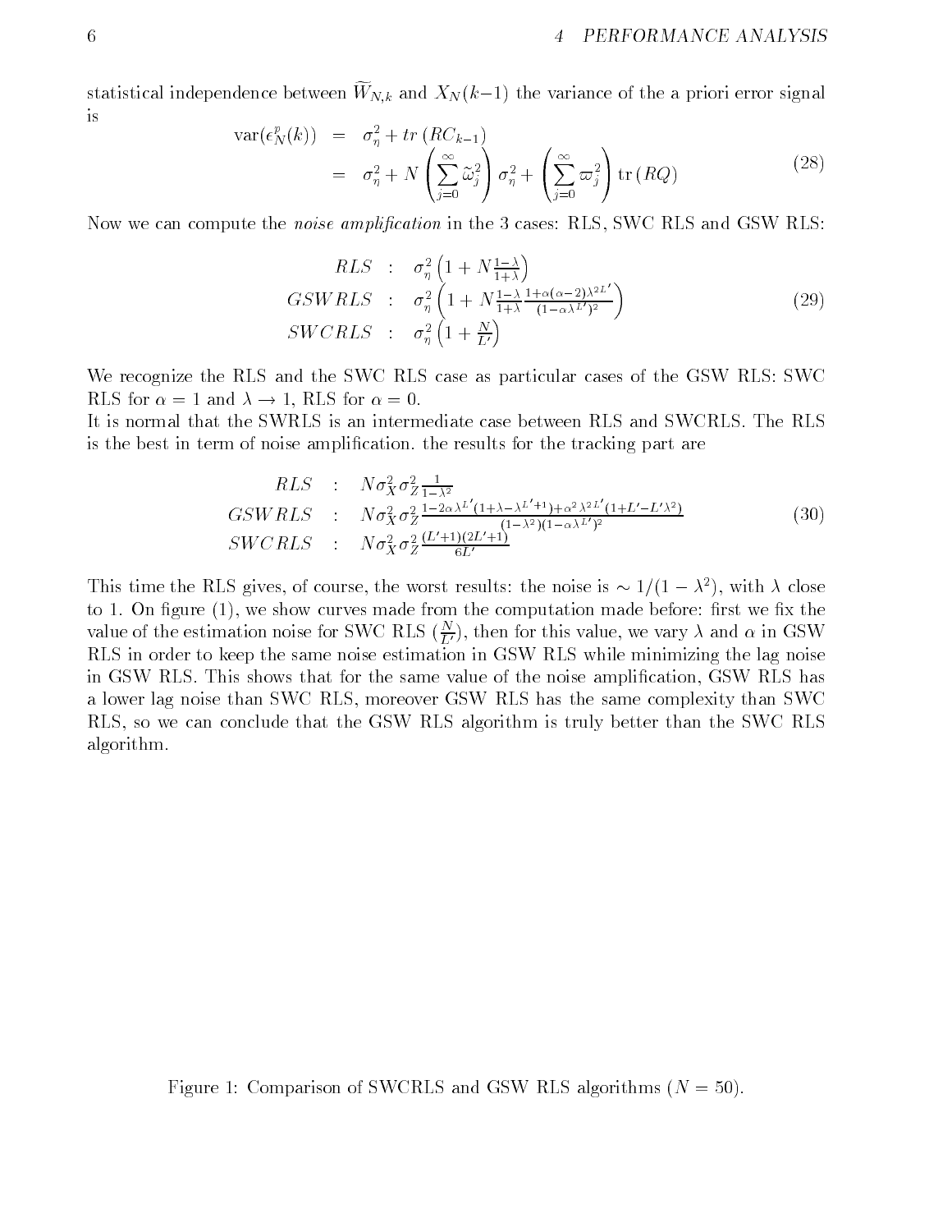statistical independence between $\widetilde{W}_{N,k}$ and $X_N(k-1)$ the variance of the a priori error signal is

$$
\begin{aligned}
\operatorname{var}(\epsilon_N^p(k)) &= \sigma_\eta^2 + tr\,(RC_{k-1}) \\
&= \sigma_\eta^2 + N\left(\sum_{j=0}^{\infty}\widetilde{\omega}_j^2\right)\sigma_\eta^2 + \left(\sum_{j=0}^{\infty}\varpi_j^2\right)\operatorname{tr}(RQ)
\end{aligned}
\tag{28}
$$

Now we can compute the *noise amplification* in the 3 cases: RLS, SWC RLS and GSW RLS:

$$
\begin{aligned}
RLS &: \quad \sigma_\eta^2\left(1 + N\tfrac{1-\lambda}{1+\lambda}\right) \\
GSWRLS &: \quad \sigma_\eta^2\left(1 + N\tfrac{1-\lambda}{1+\lambda}\tfrac{1+\alpha(\alpha-2)\lambda^{2L'}}{(1-\alpha\lambda^{L'})^2}\right) \\
SWCRLS &: \quad \sigma_\eta^2\left(1 + \tfrac{N}{L'}\right)
\end{aligned}
\tag{29}
$$

We recognize the RLS and the SWC RLS case as particular cases of the GSW RLS: SWC RLS for $\alpha = 1$ and $\lambda \to 1$, RLS for $\alpha = 0$.
It is normal that the SWRLS is an intermediate case between RLS and SWCRLS. The RLS is the best in term of noise amplification. the results for the tracking part are

$$
\begin{aligned}
RLS &: \quad N\sigma_X^2\sigma_Z^2\tfrac{1}{1-\lambda^2} \\
GSWRLS &: \quad N\sigma_X^2\sigma_Z^2\tfrac{1-2\alpha\lambda^{L'}(1+\lambda-\lambda^{L'+1})+\alpha^2\lambda^{2L'}(1+L'-L'\lambda^2)}{(1-\lambda^2)(1-\alpha\lambda^{L'})^2} \\
SWCRLS &: \quad N\sigma_X^2\sigma_Z^2\tfrac{(L'+1)(2L'+1)}{6L'}
\end{aligned}
\tag{30}
$$

This time the RLS gives, of course, the worst results: the noise is $\sim 1/(1-\lambda^2)$, with $\lambda$ close to 1. On figure (1), we show curves made from the computation made before: first we fix the value of the estimation noise for SWC RLS ($\frac{N}{L'}$), then for this value, we vary $\lambda$ and $\alpha$ in GSW RLS in order to keep the same noise estimation in GSW RLS while minimizing the lag noise in GSW RLS. This shows that for the same value of the noise amplification, GSW RLS has a lower lag noise than SWC RLS, moreover GSW RLS has the same complexity than SWC RLS, so we can conclude that the GSW RLS algorithm is truly better than the SWC RLS algorithm.

Figure 1: Comparison of SWCRLS and GSW RLS algorithms ($N = 50$).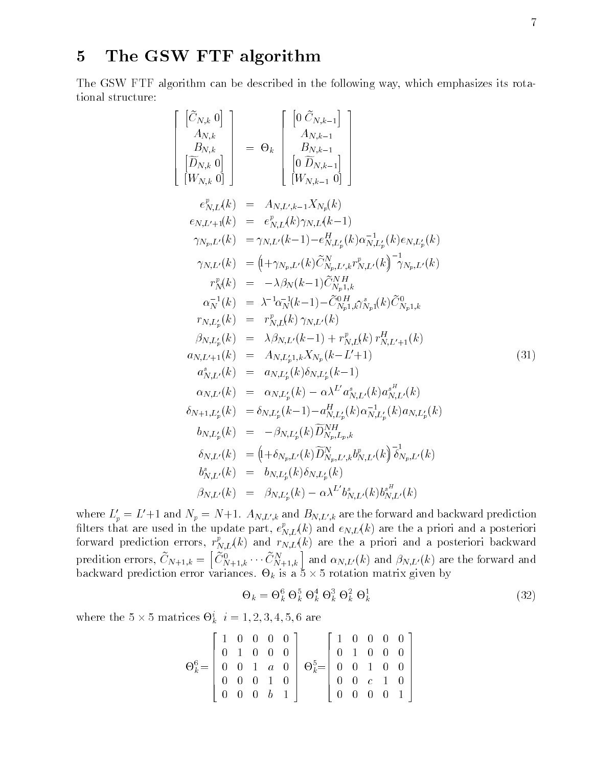## 5 The GSW FTF algorithm

The GSW FTF algorithm can be described in the following way, which emphasizes its rotational structure:

$$
\begin{bmatrix} \left[\widetilde{C}_{N,k} \; 0\right] \\ A_{N,k} \\ B_{N,k} \\ \left[\widetilde{D}_{N,k} \; 0\right] \\ \left[W_{N,k} \; 0\right] \end{bmatrix} = \Theta_k \begin{bmatrix} \left[0 \; \widetilde{C}_{N,k-1}\right] \\ A_{N,k-1} \\ B_{N,k-1} \\ \left[0 \; \widetilde{D}_{N,k-1}\right] \\ \left[W_{N,k-1} \; 0\right] \end{bmatrix}
$$

$$
\begin{aligned}
e^{p}_{N,L'}(k) &= A_{N,L',k-1} X_{N_p}(k) \\
e_{N,L'+1}(k) &= e^{p}_{N,L'}(k) \gamma_{N,L'}(k-1) \\
\gamma_{N_p,L'}(k) &= \gamma_{N,L'}(k-1) - e^{H}_{N,L'_p}(k) \alpha^{-1}_{N,L'_p}(k) e_{N,L'_p}(k) \\
\gamma_{N,L'}(k) &= \left(1 + \gamma_{N_p,L'}(k) \widetilde{C}^{N}_{N_p,L',k} r^{p}_{N,L'}(k)\right)^{-1} \gamma_{N_p,L'}(k) \\
r^{p}_{N}(k) &= -\lambda \beta_N(k-1) \widetilde{C}^{N\,H}_{N_p 1,k} \\
\alpha^{-1}_{N}(k) &= \lambda^{-1} \alpha^{-1}_{N}(k-1) - \widetilde{C}^{0\,H}_{N_p 1,k} \gamma^{s}_{N_p 1}(k) \widetilde{C}^{0}_{N_p 1,k} \\
r_{N,L'_p}(k) &= r^{p}_{N,L'}(k)\, \gamma_{N,L'}(k) \\
\beta_{N,L'_p}(k) &= \lambda \beta_{N,L'}(k-1) + r^{p}_{N,L'}(k)\, r^{H}_{N,L'+1}(k) \\
a_{N,L'+1}(k) &= A_{N,L'_p 1,k} X_{N_p}(k-L'+1) \\
a^{s}_{N,L'}(k) &= a_{N,L'_p}(k) \delta_{N,L'_p}(k-1) \\
\alpha_{N,L'}(k) &= \alpha_{N,L'_p}(k) - \alpha \lambda^{L'} a^{s}_{N,L'}(k) a^{s^H}_{N,L'}(k) \\
\delta_{N+1,L'_p}(k) &= \delta_{N,L'_p}(k-1) - a^{H}_{N,L'_p}(k) \alpha^{-1}_{N,L'_p}(k) a_{N,L'_p}(k) \\
b_{N,L'_p}(k) &= -\beta_{N,L'_p}(k) \widetilde{D}^{NH}_{N_p,L_p,k} \\
\delta_{N,L'}(k) &= \left(1 + \delta_{N_p,L'}(k) \widetilde{D}^{N}_{N_p,L',k} b^{p}_{N,L'}(k)\right)^{-1} \delta_{N_p,L'}(k) \\
b^{s}_{N,L'}(k) &= b_{N,L'_p}(k) \delta_{N,L'_p}(k) \\
\beta_{N,L'}(k) &= \beta_{N,L'_p}(k) - \alpha \lambda^{L'} b^{s}_{N,L'}(k) b^{s^H}_{N,L'}(k)
\end{aligned} \tag{31}
$$

where $L'_p = L'+1$ and $N_p = N+1$. $A_{N,L',k}$ and $B_{N,L',k}$ are the forward and backward prediction filters that are used in the update part, $e^{p}_{N,L'}(k)$ and $e_{N,L'}(k)$ are the a priori and a posteriori forward prediction errors, $r^{p}_{N,L'}(k)$ and $r_{N,L'}(k)$ are the a priori and a posteriori backward predition errors, $\widetilde{C}_{N+1,k} = \left[\widetilde{C}^{0}_{N+1,k} \cdots \widetilde{C}^{N}_{N+1,k}\right]$ and $\alpha_{N,L'}(k)$ and $\beta_{N,L'}(k)$ are the forward and backward prediction error variances. $\Theta_k$ is a $5 \times 5$ rotation matrix given by

$$
\Theta_k = \Theta^{6}_{k}\, \Theta^{5}_{k}\, \Theta^{4}_{k}\, \Theta^{3}_{k}\, \Theta^{2}_{k}\, \Theta^{1}_{k} \tag{32}
$$

where the $5 \times 5$ matrices $\Theta^{i}_{k}$ $i = 1,2,3,4,5,6$ are

$$
\Theta^{6}_{k} = \begin{bmatrix} 1 & 0 & 0 & 0 & 0 \\ 0 & 1 & 0 & 0 & 0 \\ 0 & 0 & 1 & a & 0 \\ 0 & 0 & 0 & 1 & 0 \\ 0 & 0 & 0 & b & 1 \end{bmatrix} \quad \Theta^{5}_{k} = \begin{bmatrix} 1 & 0 & 0 & 0 & 0 \\ 0 & 1 & 0 & 0 & 0 \\ 0 & 0 & 1 & 0 & 0 \\ 0 & 0 & c & 1 & 0 \\ 0 & 0 & 0 & 0 & 1 \end{bmatrix}
$$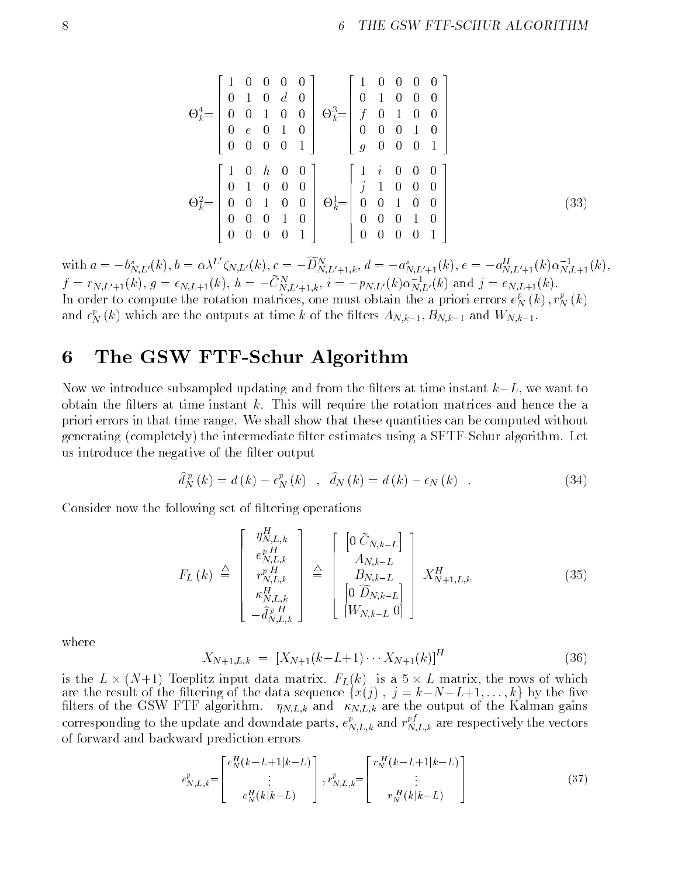$$
\Theta_k^4 = \begin{bmatrix} 1 & 0 & 0 & 0 & 0 \\ 0 & 1 & 0 & d & 0 \\ 0 & 0 & 1 & 0 & 0 \\ 0 & e & 0 & 1 & 0 \\ 0 & 0 & 0 & 0 & 1 \end{bmatrix} \quad \Theta_k^3 = \begin{bmatrix} 1 & 0 & 0 & 0 & 0 \\ 0 & 1 & 0 & 0 & 0 \\ f & 0 & 1 & 0 & 0 \\ 0 & 0 & 0 & 1 & 0 \\ g & 0 & 0 & 0 & 1 \end{bmatrix}
$$

$$
\Theta_k^2 = \begin{bmatrix} 1 & 0 & h & 0 & 0 \\ 0 & 1 & 0 & 0 & 0 \\ 0 & 0 & 1 & 0 & 0 \\ 0 & 0 & 0 & 1 & 0 \\ 0 & 0 & 0 & 0 & 1 \end{bmatrix} \quad \Theta_k^1 = \begin{bmatrix} 1 & i & 0 & 0 & 0 \\ j & 1 & 0 & 0 & 0 \\ 0 & 0 & 1 & 0 & 0 \\ 0 & 0 & 0 & 1 & 0 \\ 0 & 0 & 0 & 0 & 1 \end{bmatrix} \tag{33}
$$

with $a = -b^s_{N,L'}(k)$, $b = \alpha\lambda^{L'}\zeta_{N,L'}(k)$, $c = -\widetilde{D}^N_{N,L'+1,k}$, $d = -a^s_{N,L'+1}(k)$, $e = -a^H_{N,L'+1}(k)\alpha^{-1}_{N,L+1}(k)$, $f = r_{N,L'+1}(k)$, $g = \epsilon_{N,L+1}(k)$, $h = -\widetilde{C}^N_{N,L'+1,k}$, $i = -p_{N,L'}(k)\alpha^{-1}_{N,L'}(k)$ and $j = \epsilon_{N,L+1}(k)$.
In order to compute the rotation matrices, one must obtain the a priori errors $e^p_N(k), r^p_N(k)$ and $\epsilon^p_N(k)$ which are the outputs at time $k$ of the filters $A_{N,k-1}$, $B_{N,k-1}$ and $W_{N,k-1}$.

## 6 The GSW FTF-Schur Algorithm

Now we introduce subsampled updating and from the filters at time instant $k-L$, we want to obtain the filters at time instant $k$. This will require the rotation matrices and hence the a priori errors in that time range. We shall show that these quantities can be computed without generating (completely) the intermediate filter estimates using a SFTF-Schur algorithm. Let us introduce the negative of the filter output

$$
\hat{d}^p_N(k) = d(k) - \epsilon^p_N(k) \quad , \quad \hat{d}_N(k) = d(k) - \epsilon_N(k) \quad . \tag{34}
$$

Consider now the following set of filtering operations

$$
F_L(k) \triangleq \begin{bmatrix} \eta^H_{N,L,k} \\ e^{p\,H}_{N,L,k} \\ r^{p\,H}_{N,L,k} \\ \kappa^H_{N,L,k} \\ -\hat{d}^{p\,H}_{N,L,k} \end{bmatrix} \triangleq \begin{bmatrix} \left[0\ \widetilde{C}_{N,k-L}\right] \\ A_{N,k-L} \\ B_{N,k-L} \\ \left[0\ \widetilde{D}_{N,k-L}\right] \\ \left[W_{N,k-L}\ 0\right] \end{bmatrix} X^H_{N+1,L,k} \tag{35}
$$

where

$$
X_{N+1,L,k} = \left[X_{N+1}(k-L+1) \cdots X_{N+1}(k)\right]^H \tag{36}
$$

is the $L \times (N+1)$ Toeplitz input data matrix. $F_L(k)$ is a $5 \times L$ matrix, the rows of which are the result of the filtering of the data sequence $\{x(j)\ ,\ j = k-N-L+1, \ldots, k\}$ by the five filters of the GSW FTF algorithm. $\eta_{N,L,k}$ and $\kappa_{N,L,k}$ are the output of the Kalman gains corresponding to the update and downdate parts, $e^p_{N,L,k}$ and $r^{pf}_{N,L,k}$ are respectively the vectors of forward and backward prediction errors

$$
e^p_{N,L,k} = \begin{bmatrix} e^H_N(k-L+1|k-L) \\ \vdots \\ e^H_N(k|k-L) \end{bmatrix}, \quad r^p_{N,L,k} = \begin{bmatrix} r^H_N(k-L+1|k-L) \\ \vdots \\ r^H_N(k|k-L) \end{bmatrix} \tag{37}
$$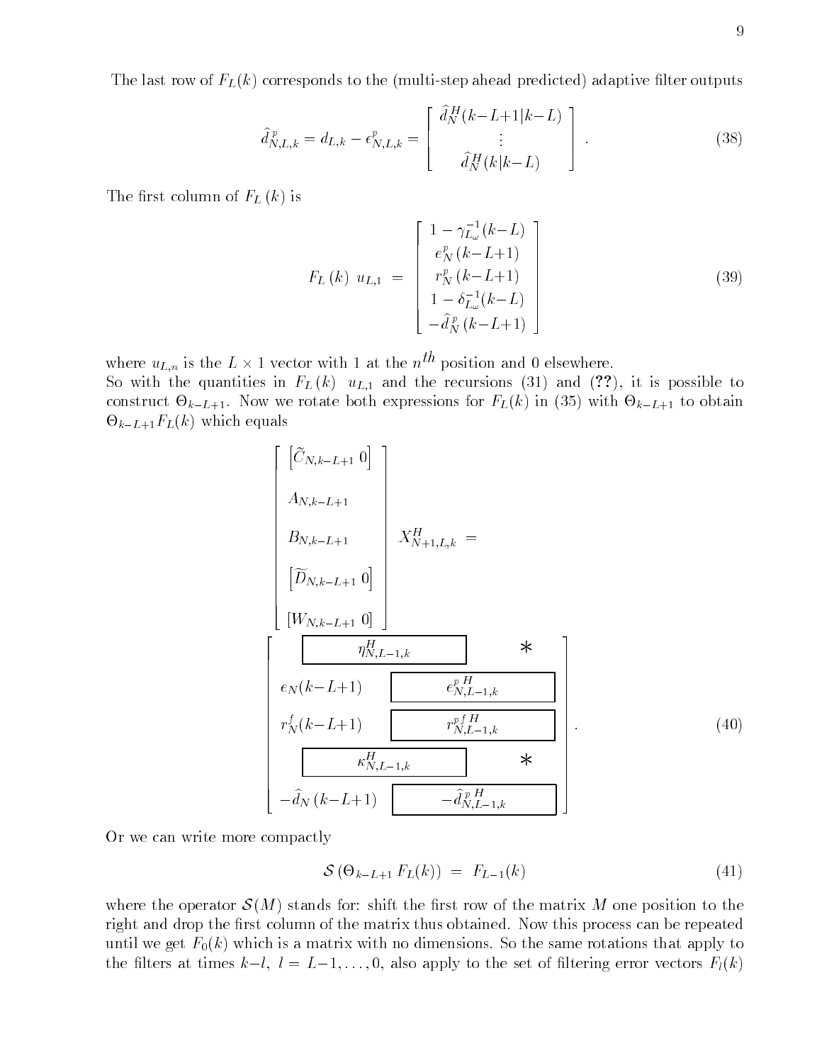The last row of $F_L(k)$ corresponds to the (multi-step ahead predicted) adaptive filter outputs

$$\widehat{d}^{\,p}_{N,L,k} = d_{L,k} - \epsilon^{p}_{N,L,k} = \begin{bmatrix} \widehat{d}^{H}_{N}(k-L+1|k-L) \\ \vdots \\ \widehat{d}^{H}_{N}(k|k-L) \end{bmatrix} . \tag{38}$$

The first column of $F_L(k)$ is

$$F_L(k)\ u_{L,1} \;=\; \begin{bmatrix} 1-\gamma^{-1}_{L_\omega}(k-L) \\ e^{p}_{N}(k-L+1) \\ r^{p}_{N}(k-L+1) \\ 1-\delta^{-1}_{L_\omega}(k-L) \\ -\widehat{d}^{\,p}_{N}(k-L+1) \end{bmatrix} \tag{39}$$

where $u_{L,n}$ is the $L \times 1$ vector with 1 at the $n^{th}$ position and 0 elsewhere.
So with the quantities in $F_L(k)\ u_{L,1}$ and the recursions (31) and (**??**), it is possible to construct $\Theta_{k-L+1}$. Now we rotate both expressions for $F_L(k)$ in (35) with $\Theta_{k-L+1}$ to obtain $\Theta_{k-L+1}F_L(k)$ which equals

$$\begin{bmatrix} \left[\widetilde{C}_{N,k-L+1}\ 0\right] \\ A_{N,k-L+1} \\ B_{N,k-L+1} \\ \left[\widetilde{D}_{N,k-L+1}\ 0\right] \\ \left[W_{N,k-L+1}\ 0\right] \end{bmatrix} X^{H}_{N+1,L,k} \;=$$

$$\begin{bmatrix} \boxed{\eta^{H}_{N,L-1,k}} & * \\ e_N(k-L+1) & \boxed{e^{p\,H}_{N,L-1,k}} \\ r^{f}_{N}(k-L+1) & \boxed{r^{pf\,H}_{N,L-1,k}} \\ \boxed{\kappa^{H}_{N,L-1,k}} & * \\ -\widehat{d}_{N}(k-L+1) & \boxed{-\widehat{d}^{\,p\,H}_{N,L-1,k}} \end{bmatrix} . \tag{40}$$

Or we can write more compactly

$$\mathcal{S}\left(\Theta_{k-L+1}\,F_L(k)\right) \;=\; F_{L-1}(k) \tag{41}$$

where the operator $\mathcal{S}(M)$ stands for: shift the first row of the matrix $M$ one position to the right and drop the first column of the matrix thus obtained. Now this process can be repeated until we get $F_0(k)$ which is a matrix with no dimensions. So the same rotations that apply to the filters at times $k-l,\ l = L-1,\ldots,0$, also apply to the set of filtering error vectors $F_l(k)$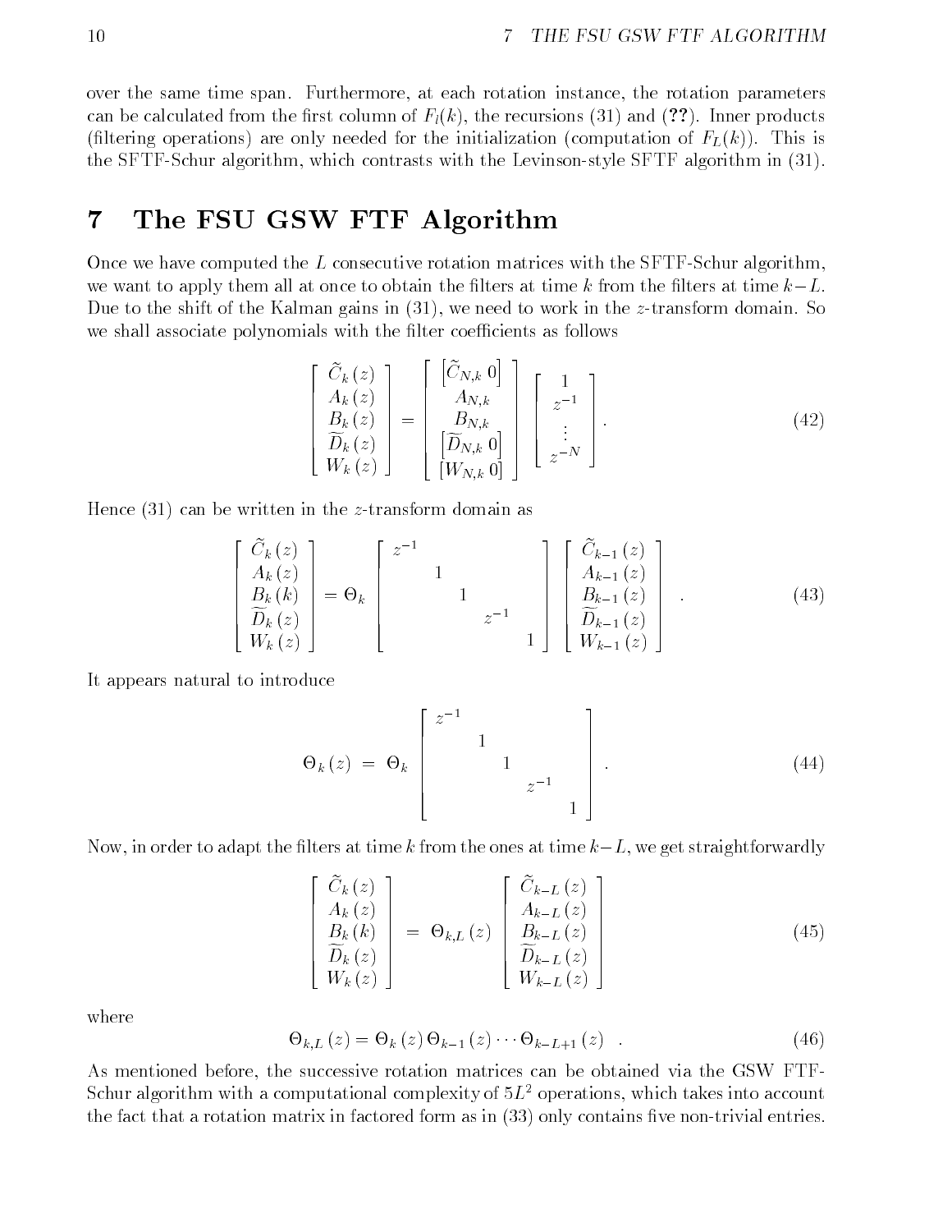over the same time span. Furthermore, at each rotation instance, the rotation parameters can be calculated from the first column of $F_l(k)$, the recursions (31) and (??). Inner products (filtering operations) are only needed for the initialization (computation of $F_L(k)$). This is the SFTF-Schur algorithm, which contrasts with the Levinson-style SFTF algorithm in (31).

# 7 The FSU GSW FTF Algorithm

Once we have computed the $L$ consecutive rotation matrices with the SFTF-Schur algorithm, we want to apply them all at once to obtain the filters at time $k$ from the filters at time $k-L$. Due to the shift of the Kalman gains in (31), we need to work in the $z$-transform domain. So we shall associate polynomials with the filter coefficients as follows

$$\begin{bmatrix} \widetilde{C}_k(z) \\ A_k(z) \\ B_k(z) \\ \widetilde{D}_k(z) \\ W_k(z) \end{bmatrix} = \begin{bmatrix} \left[\widetilde{C}_{N,k}\ 0\right] \\ A_{N,k} \\ B_{N,k} \\ \left[\widetilde{D}_{N,k}\ 0\right] \\ \left[W_{N,k}\ 0\right] \end{bmatrix} \begin{bmatrix} 1 \\ z^{-1} \\ \vdots \\ z^{-N} \end{bmatrix} . \tag{42}$$

Hence (31) can be written in the $z$-transform domain as

$$\begin{bmatrix} \widetilde{C}_k(z) \\ A_k(z) \\ B_k(k) \\ \widetilde{D}_k(z) \\ W_k(z) \end{bmatrix} = \Theta_k \begin{bmatrix} z^{-1} & & & & \\ & 1 & & & \\ & & 1 & & \\ & & & z^{-1} & \\ & & & & 1 \end{bmatrix} \begin{bmatrix} \widetilde{C}_{k-1}(z) \\ A_{k-1}(z) \\ B_{k-1}(z) \\ \widetilde{D}_{k-1}(z) \\ W_{k-1}(z) \end{bmatrix} . \tag{43}$$

It appears natural to introduce

$$\Theta_k(z) \;=\; \Theta_k \begin{bmatrix} z^{-1} & & & & \\ & 1 & & & \\ & & 1 & & \\ & & & z^{-1} & \\ & & & & 1 \end{bmatrix} . \tag{44}$$

Now, in order to adapt the filters at time $k$ from the ones at time $k-L$, we get straightforwardly

$$\begin{bmatrix} \widetilde{C}_k(z) \\ A_k(z) \\ B_k(k) \\ \widetilde{D}_k(z) \\ W_k(z) \end{bmatrix} \;=\; \Theta_{k,L}(z) \begin{bmatrix} \widetilde{C}_{k-L}(z) \\ A_{k-L}(z) \\ B_{k-L}(z) \\ \widetilde{D}_{k-L}(z) \\ W_{k-L}(z) \end{bmatrix} \tag{45}$$

where

$$\Theta_{k,L}(z) = \Theta_k(z)\,\Theta_{k-1}(z)\cdots\Theta_{k-L+1}(z) \quad . \tag{46}$$

As mentioned before, the successive rotation matrices can be obtained via the GSW FTF-Schur algorithm with a computational complexity of $5L^2$ operations, which takes into account the fact that a rotation matrix in factored form as in (33) only contains five non-trivial entries.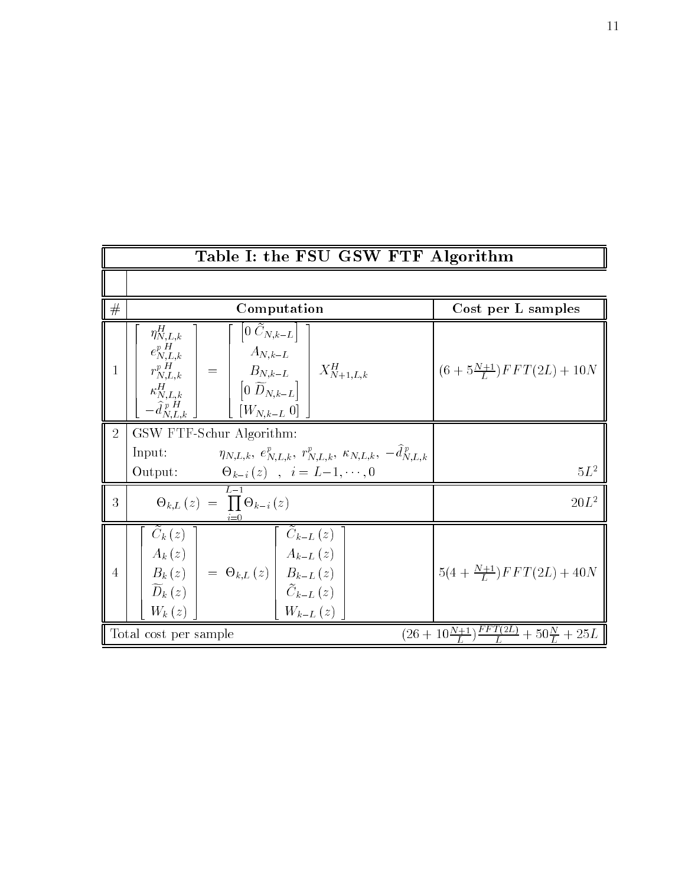**Table I: the FSU GSW FTF Algorithm**

| # | Computation | Cost per L samples |
|---|---|---|
| 1 | $\begin{bmatrix} \eta^H_{N,L,k} \\ e^{p\,H}_{N,L,k} \\ r^{p\,H}_{N,L,k} \\ \kappa^H_{N,L,k} \\ -\widehat{d}^{\,p\,H}_{N,L,k} \end{bmatrix} = \begin{bmatrix} \left[0\ \widetilde{C}_{N,k-L}\right] \\ A_{N,k-L} \\ B_{N,k-L} \\ \left[0\ \widetilde{D}_{N,k-L}\right] \\ \left[W_{N,k-L}\ 0\right] \end{bmatrix} X^H_{N+1,L,k}$ | $(6+5\frac{N+1}{L})FFT(2L)+10N$ |
| 2 | GSW FTF-Schur Algorithm: Input: $\eta_{N,L,k},\ e^p_{N,L,k},\ r^p_{N,L,k},\ \kappa_{N,L,k},\ -\widehat{d}^{\,p}_{N,L,k}$ Output: $\Theta_{k-i}(z)\ ,\ i=L-1,\cdots,0$ | $5L^2$ |
| 3 | $\Theta_{k,L}(z) = \prod_{i=0}^{L-1} \Theta_{k-i}(z)$ | $20L^2$ |
| 4 | $\begin{bmatrix} \widetilde{C}_k(z) \\ A_k(z) \\ B_k(z) \\ \widetilde{D}_k(z) \\ W_k(z) \end{bmatrix} = \Theta_{k,L}(z) \begin{bmatrix} \widetilde{C}_{k-L}(z) \\ A_{k-L}(z) \\ B_{k-L}(z) \\ \widetilde{C}_{k-L}(z) \\ W_{k-L}(z) \end{bmatrix}$ | $5(4+\frac{N+1}{L})FFT(2L)+40N$ |
| Total cost per sample | | $(26+10\frac{N+1}{L})\frac{FFT(2L)}{L}+50\frac{N}{L}+25L$ |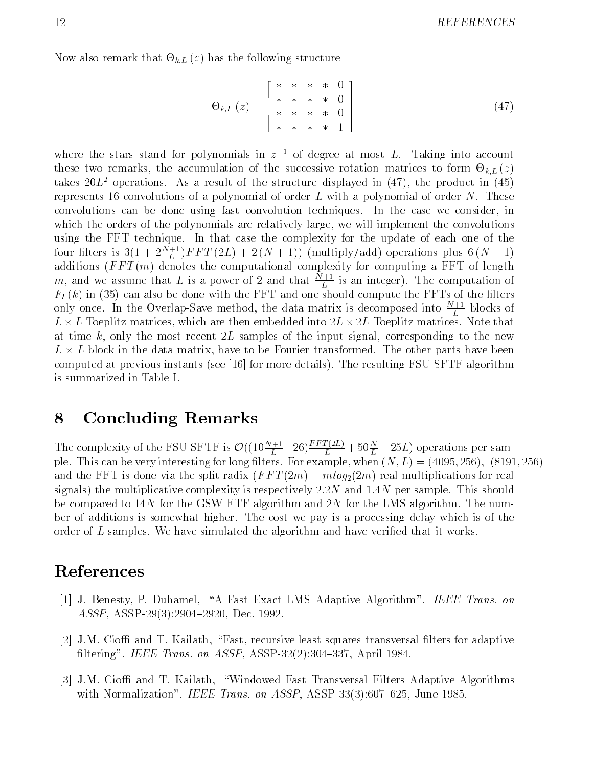Now also remark that $\Theta_{k,L}(z)$ has the following structure

$$\Theta_{k,L}(z) = \begin{bmatrix} * & * & * & * & 0 \\ * & * & * & * & 0 \\ * & * & * & * & 0 \\ * & * & * & * & 1 \end{bmatrix} \tag{47}$$

where the stars stand for polynomials in $z^{-1}$ of degree at most $L$. Taking into account these two remarks, the accumulation of the successive rotation matrices to form $\Theta_{k,L}(z)$ takes $20L^2$ operations. As a result of the structure displayed in (47), the product in (45) represents 16 convolutions of a polynomial of order $L$ with a polynomial of order $N$. These convolutions can be done using fast convolution techniques. In the case we consider, in which the orders of the polynomials are relatively large, we will implement the convolutions using the FFT technique. In that case the complexity for the update of each one of the four filters is $3(1+2\frac{N+1}{L})FFT(2L) + 2(N+1))$ (multiply/add) operations plus $6(N+1)$ additions ($FFT(m)$ denotes the computational complexity for computing a FFT of length $m$, and we assume that $L$ is a power of 2 and that $\frac{N+1}{L}$ is an integer). The computation of $F_L(k)$ in (35) can also be done with the FFT and one should compute the FFTs of the filters only once. In the Overlap-Save method, the data matrix is decomposed into $\frac{N+1}{L}$ blocks of $L \times L$ Toeplitz matrices, which are then embedded into $2L \times 2L$ Toeplitz matrices. Note that at time $k$, only the most recent $2L$ samples of the input signal, corresponding to the new $L \times L$ block in the data matrix, have to be Fourier transformed. The other parts have been computed at previous instants (see [16] for more details). The resulting FSU SFTF algorithm is summarized in Table I.

# 8 Concluding Remarks

The complexity of the FSU SFTF is $\mathcal{O}((10\frac{N+1}{L}+26)\frac{FFT(2L)}{L} + 50\frac{N}{L} + 25L)$ operations per sample. This can be very interesting for long filters. For example, when $(N, L) = (4095, 256)$, $(8191, 256)$ and the FFT is done via the split radix ($FFT(2m) = m\log_2(2m)$ real multiplications for real signals) the multiplicative complexity is respectively $2.2N$ and $1.4N$ per sample. This should be compared to $14N$ for the GSW FTF algorithm and $2N$ for the LMS algorithm. The number of additions is somewhat higher. The cost we pay is a processing delay which is of the order of $L$ samples. We have simulated the algorithm and have verified that it works.

# References

[1] J. Benesty, P. Duhamel, "A Fast Exact LMS Adaptive Algorithm". *IEEE Trans. on ASSP*, ASSP-29(3):2904–2920, Dec. 1992.

[2] J.M. Cioffi and T. Kailath, "Fast, recursive least squares transversal filters for adaptive filtering". *IEEE Trans. on ASSP*, ASSP-32(2):304–337, April 1984.

[3] J.M. Cioffi and T. Kailath, "Windowed Fast Transversal Filters Adaptive Algorithms with Normalization". *IEEE Trans. on ASSP*, ASSP-33(3):607–625, June 1985.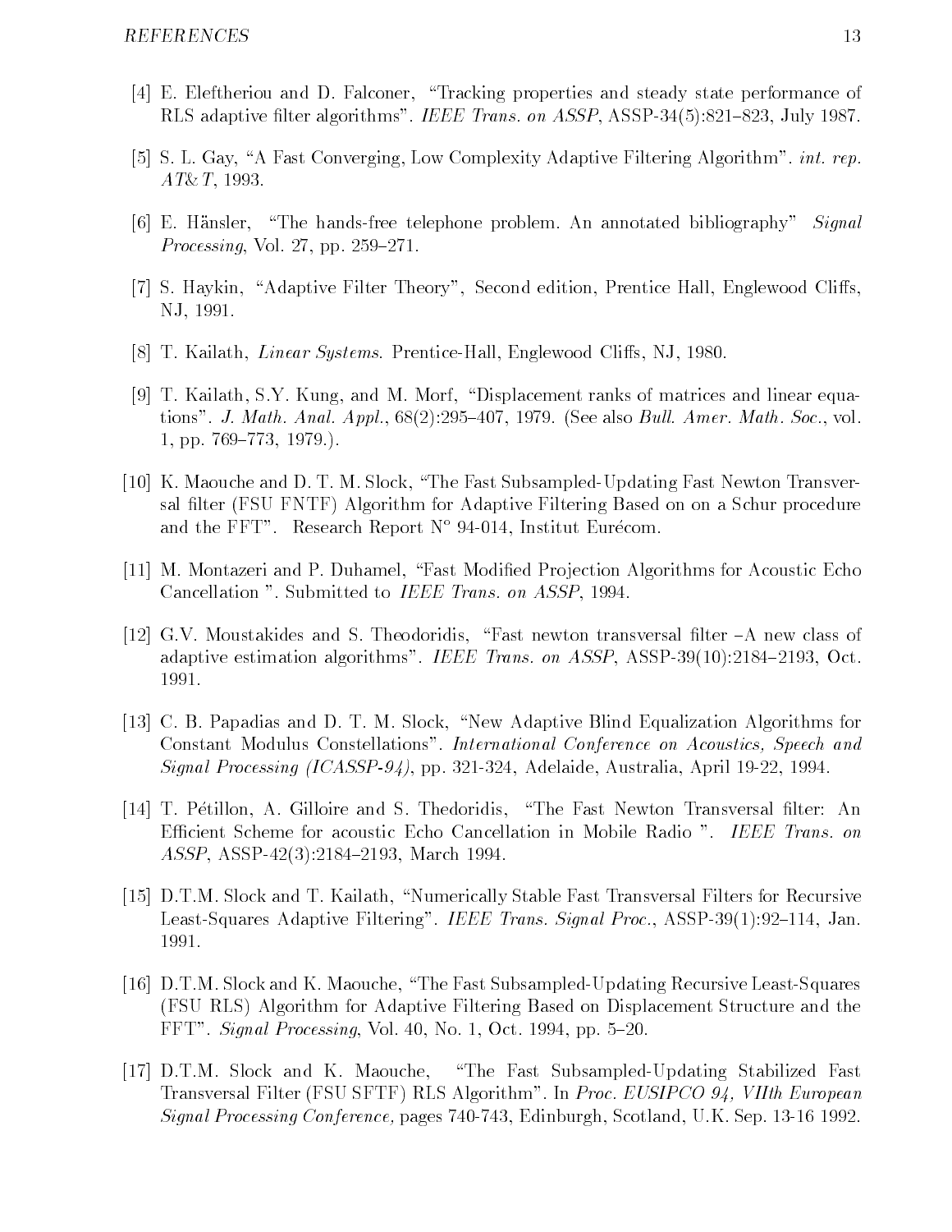[4] E. Eleftheriou and D. Falconer, "Tracking properties and steady state performance of RLS adaptive filter algorithms". *IEEE Trans. on ASSP*, ASSP-34(5):821–823, July 1987.

[5] S. L. Gay, "A Fast Converging, Low Complexity Adaptive Filtering Algorithm". *int. rep. AT&T*, 1993.

[6] E. Hänsler, "The hands-free telephone problem. An annotated bibliography" *Signal Processing*, Vol. 27, pp. 259–271.

[7] S. Haykin, "Adaptive Filter Theory", Second edition, Prentice Hall, Englewood Cliffs, NJ, 1991.

[8] T. Kailath, *Linear Systems*. Prentice-Hall, Englewood Cliffs, NJ, 1980.

[9] T. Kailath, S.Y. Kung, and M. Morf, "Displacement ranks of matrices and linear equations". *J. Math. Anal. Appl.*, 68(2):295–407, 1979. (See also *Bull. Amer. Math. Soc.*, vol. 1, pp. 769–773, 1979.).

[10] K. Maouche and D. T. M. Slock, "The Fast Subsampled-Updating Fast Newton Transversal filter (FSU FNTF) Algorithm for Adaptive Filtering Based on on a Schur procedure and the FFT". Research Report N° 94-014, Institut Eurécom.

[11] M. Montazeri and P. Duhamel, "Fast Modified Projection Algorithms for Acoustic Echo Cancellation ". Submitted to *IEEE Trans. on ASSP*, 1994.

[12] G.V. Moustakides and S. Theodoridis, "Fast newton transversal filter –A new class of adaptive estimation algorithms". *IEEE Trans. on ASSP*, ASSP-39(10):2184–2193, Oct. 1991.

[13] C. B. Papadias and D. T. M. Slock, "New Adaptive Blind Equalization Algorithms for Constant Modulus Constellations". *International Conference on Acoustics, Speech and Signal Processing (ICASSP-94)*, pp. 321-324, Adelaide, Australia, April 19-22, 1994.

[14] T. Pétillon, A. Gilloire and S. Thedoridis, "The Fast Newton Transversal filter: An Efficient Scheme for acoustic Echo Cancellation in Mobile Radio ". *IEEE Trans. on ASSP*, ASSP-42(3):2184–2193, March 1994.

[15] D.T.M. Slock and T. Kailath, "Numerically Stable Fast Transversal Filters for Recursive Least-Squares Adaptive Filtering". *IEEE Trans. Signal Proc.*, ASSP-39(1):92–114, Jan. 1991.

[16] D.T.M. Slock and K. Maouche, "The Fast Subsampled-Updating Recursive Least-Squares (FSU RLS) Algorithm for Adaptive Filtering Based on Displacement Structure and the FFT". *Signal Processing*, Vol. 40, No. 1, Oct. 1994, pp. 5–20.

[17] D.T.M. Slock and K. Maouche, "The Fast Subsampled-Updating Stabilized Fast Transversal Filter (FSU SFTF) RLS Algorithm". In *Proc. EUSIPCO 94, VIIth European Signal Processing Conference,* pages 740-743, Edinburgh, Scotland, U.K. Sep. 13-16 1992.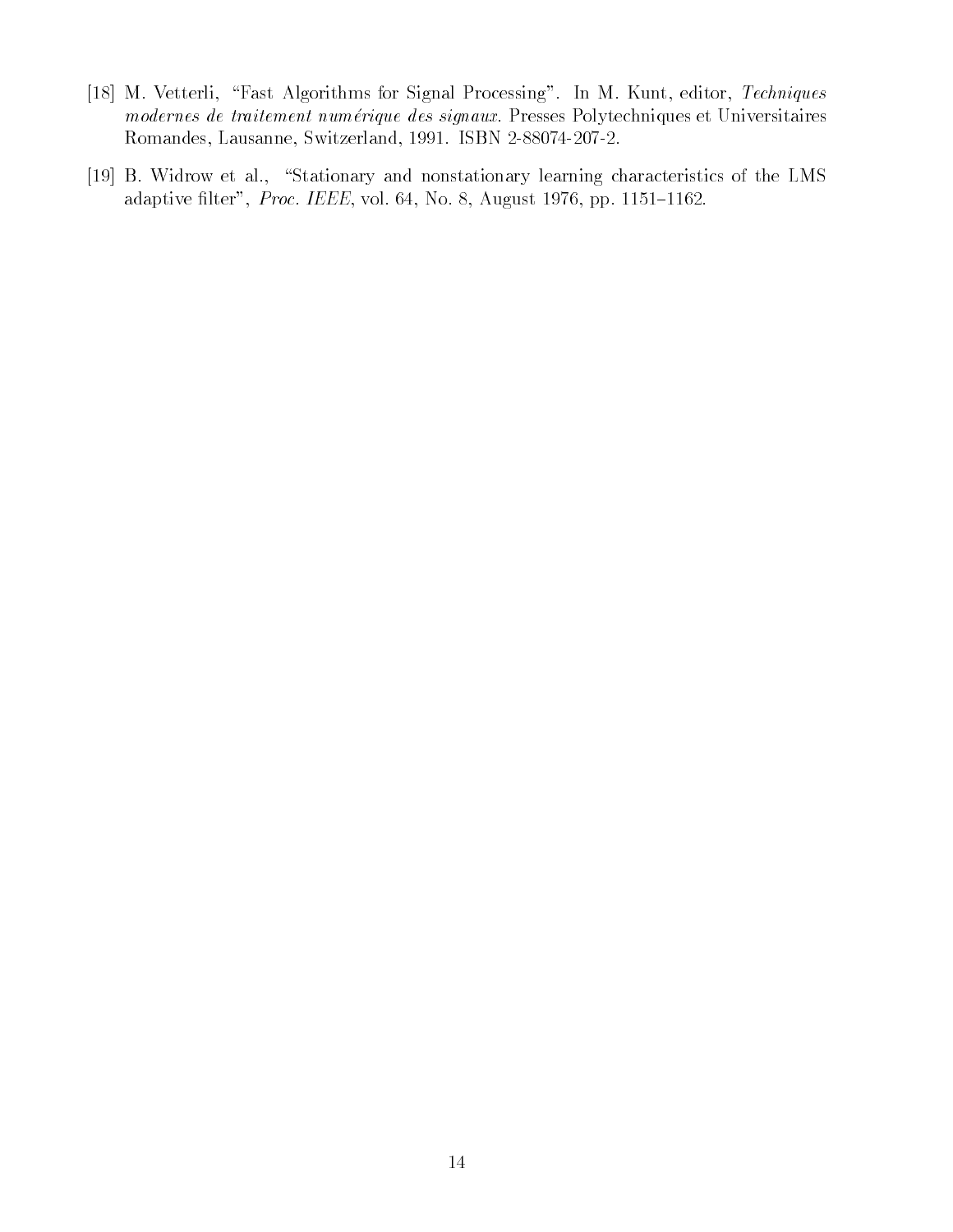[18] M. Vetterli, "Fast Algorithms for Signal Processing". In M. Kunt, editor, *Techniques modernes de traitement numérique des signaux*. Presses Polytechniques et Universitaires Romandes, Lausanne, Switzerland, 1991. ISBN 2-88074-207-2.

[19] B. Widrow et al., "Stationary and nonstationary learning characteristics of the LMS adaptive filter", *Proc. IEEE*, vol. 64, No. 8, August 1976, pp. 1151–1162.